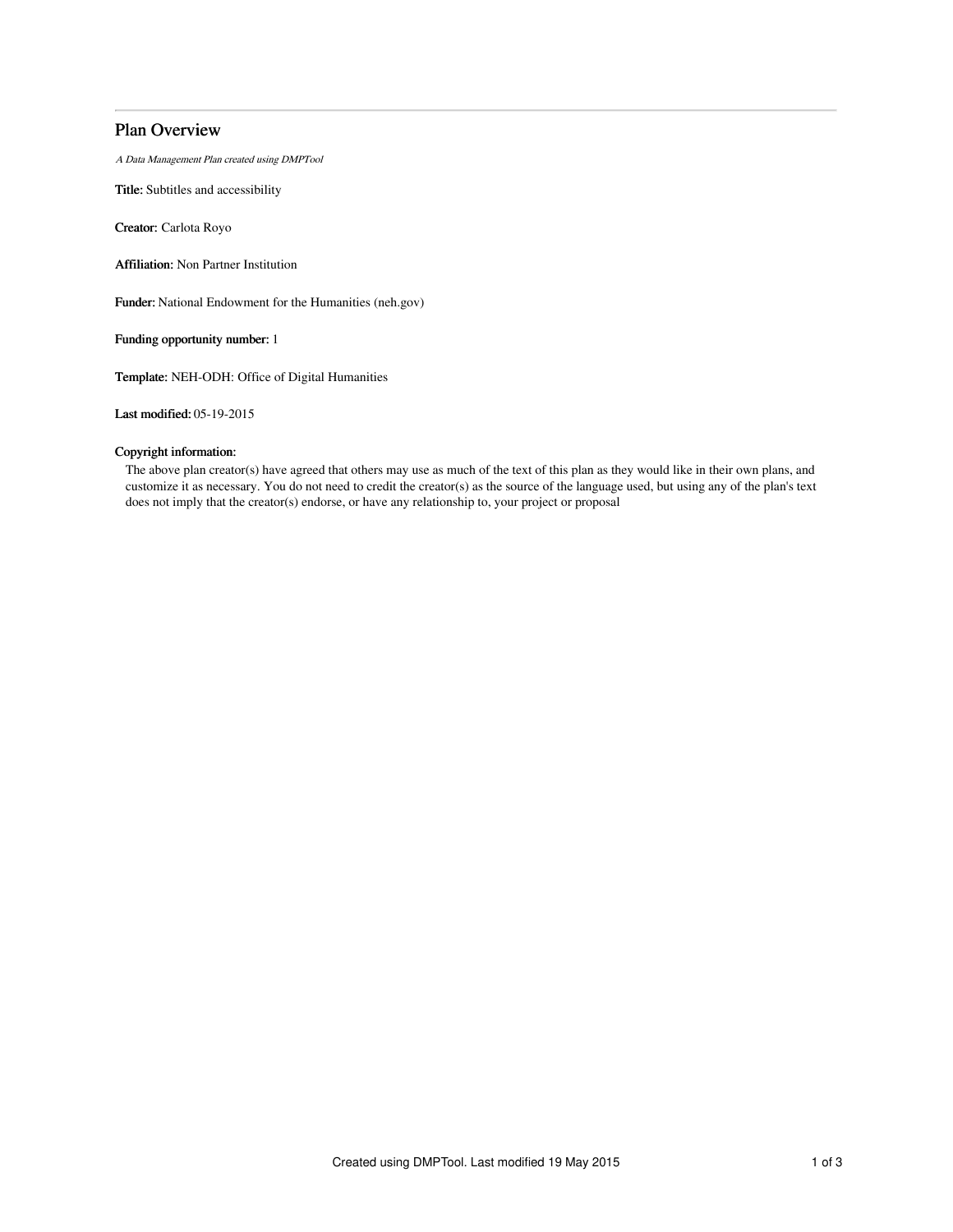# Plan Overview

*A Data Management Plan created using DMPTool*

**Title:** Subtitles and accessibility

**Creator:** Carlota Royo

**Affiliation:** Non Partner Institution

**Funder:** National Endowment for the Humanities (neh.gov)

**Funding opportunity number:** 1

**Template:** NEH-ODH: Office of Digital Humanities

**Last modified:** 05-19-2015

**Copyright information:**

The above plan creator(s) have agreed that others may use as much of the text of this plan as they would like in their own plans, and customize it as necessary. You do not need to credit the creator(s) as the source of the language used, but using any of the plan's text does not imply that the creator(s) endorse, or have any relationship to, your project or proposal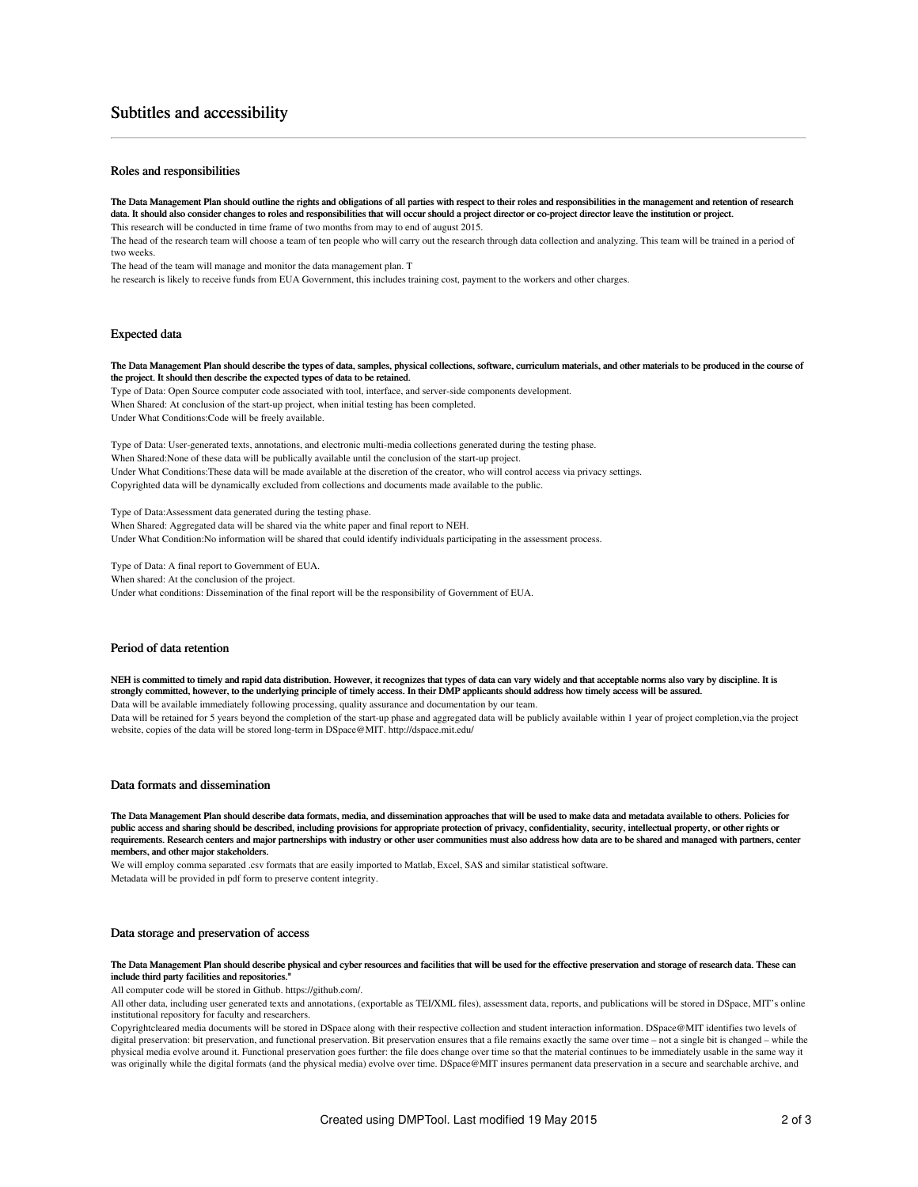# Subtitles and accessibility

## Roles and responsibilities

**The Data Management Plan should outline the rights and obligations of all parties with respect to their roles and responsibilities in the management and retention of research data. It should also consider changes to roles and responsibilities that will occur should a project director or co-project director leave the institution or project.**

This research will be conducted in time frame of two months from may to end of august 2015.

The head of the research team will choose a team of ten people who will carry out the research through data collection and analyzing. This team will be trained in a period of two weeks.

The head of the team will manage and monitor the data management plan. T

he research is likely to receive funds from EUA Government, this includes training cost, payment to the workers and other charges.

## Expected data

**The Data Management Plan should describe the types of data, samples, physical collections, software, curriculum materials, and other materials to be produced in the course of the project. It should then describe the expected types of data to be retained.**

Type of Data: Open Source computer code associated with tool, interface, and server-side components development.

When Shared: At conclusion of the start-up project, when initial testing has been completed.

Under What Conditions:Code will be freely available.

Type of Data: User-generated texts, annotations, and electronic multi-media collections generated during the testing phase.

When Shared:None of these data will be publically available until the conclusion of the start-up project.

Under What Conditions:These data will be made available at the discretion of the creator, who will control access via privacy settings.

Copyrighted data will be dynamically excluded from collections and documents made available to the public.

Type of Data:Assessment data generated during the testing phase.

When Shared: Aggregated data will be shared via the white paper and final report to NEH.

Under What Condition:No information will be shared that could identify individuals participating in the assessment process.

Type of Data: A final report to Government of EUA.

When shared: At the conclusion of the project.

Under what conditions: Dissemination of the final report will be the responsibility of Government of EUA.

## Period of data retention

**NEH is committed to timely and rapid data distribution. However, it recognizes that types of data can vary widely and that acceptable norms also vary by discipline. It is strongly committed, however, to the underlying principle of timely access. In their DMP applicants should address how timely access will be assured.**

Data will be available immediately following processing, quality assurance and documentation by our team.

Data will be retained for 5 years beyond the completion of the start-up phase and aggregated data will be publicly available within 1 year of project completion,via the project website, copies of the data will be stored long-term in DSpace@MIT. http://dspace.mit.edu/

## Data formats and dissemination

**The Data Management Plan should describe data formats, media, and dissemination approaches that will be used to make data and metadata available to others. Policies for public access and sharing should be described, including provisions for appropriate protection of privacy, confidentiality, security, intellectual property, or other rights or requirements. Research centers and major partnerships with industry or other user communities must also address how data are to be shared and managed with partners, center members, and other major stakeholders.**

We will employ comma separated .csv formats that are easily imported to Matlab, Excel, SAS and similar statistical software.

Metadata will be provided in pdf form to preserve content integrity.

## Data storage and preservation of access

**The Data Management Plan should describe physical and cyber resources and facilities that will be used for the effective preservation and storage of research data. These can include third party facilities and repositories."**

All computer code will be stored in Github. https://github.com/.

All other data, including user generated texts and annotations, (exportable as TEI/XML files), assessment data, reports, and publications will be stored in DSpace, MIT's online institutional repository for faculty and researchers.

Copyrightcleared media documents will be stored in DSpace along with their respective collection and student interaction information. DSpace@MIT identifies two levels of digital preservation: bit preservation, and functional preservation. Bit preservation ensures that a file remains exactly the same over time – not a single bit is changed – while the physical media evolve around it. Functional preservation goes further: the file does change over time so that the material continues to be immediately usable in the same way it was originally while the digital formats (and the physical media) evolve over time. DSpace@MIT insures permanent data preservation in a secure and searchable archive, and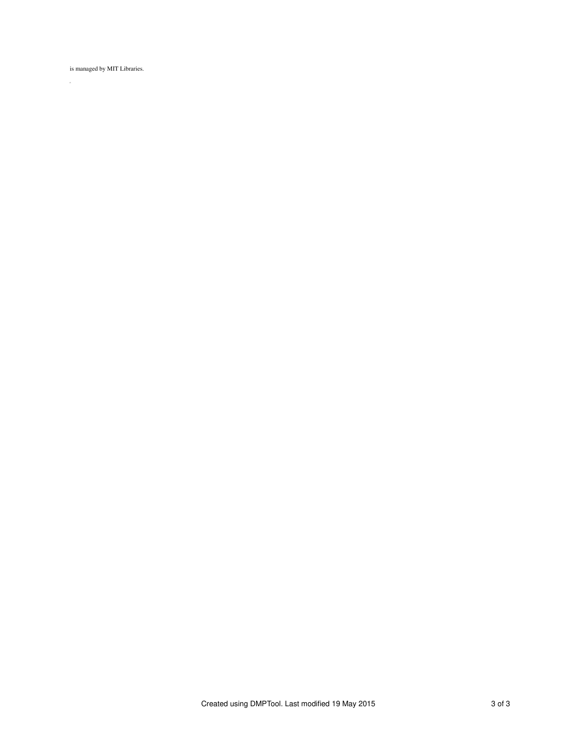is managed by MIT Libraries.